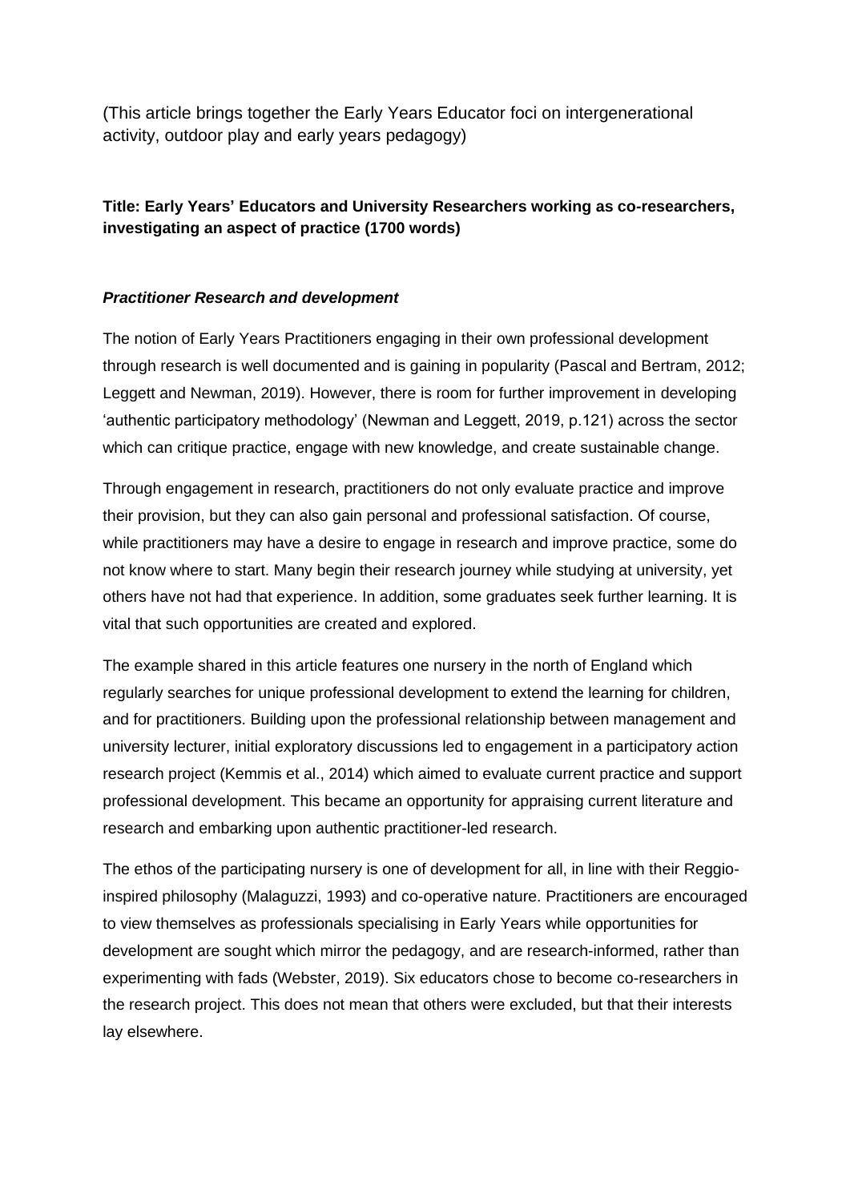(This article brings together the Early Years Educator foci on intergenerational activity, outdoor play and early years pedagogy)

**Title: Early Years' Educators and University Researchers working as co-researchers, investigating an aspect of practice (1700 words)**

***Practitioner Research and development***

The notion of Early Years Practitioners engaging in their own professional development through research is well documented and is gaining in popularity (Pascal and Bertram, 2012; Leggett and Newman, 2019). However, there is room for further improvement in developing 'authentic participatory methodology' (Newman and Leggett, 2019, p.121) across the sector which can critique practice, engage with new knowledge, and create sustainable change.

Through engagement in research, practitioners do not only evaluate practice and improve their provision, but they can also gain personal and professional satisfaction. Of course, while practitioners may have a desire to engage in research and improve practice, some do not know where to start. Many begin their research journey while studying at university, yet others have not had that experience. In addition, some graduates seek further learning. It is vital that such opportunities are created and explored.

The example shared in this article features one nursery in the north of England which regularly searches for unique professional development to extend the learning for children, and for practitioners. Building upon the professional relationship between management and university lecturer, initial exploratory discussions led to engagement in a participatory action research project (Kemmis et al., 2014) which aimed to evaluate current practice and support professional development. This became an opportunity for appraising current literature and research and embarking upon authentic practitioner-led research.

The ethos of the participating nursery is one of development for all, in line with their Reggio-inspired philosophy (Malaguzzi, 1993) and co-operative nature. Practitioners are encouraged to view themselves as professionals specialising in Early Years while opportunities for development are sought which mirror the pedagogy, and are research-informed, rather than experimenting with fads (Webster, 2019). Six educators chose to become co-researchers in the research project. This does not mean that others were excluded, but that their interests lay elsewhere.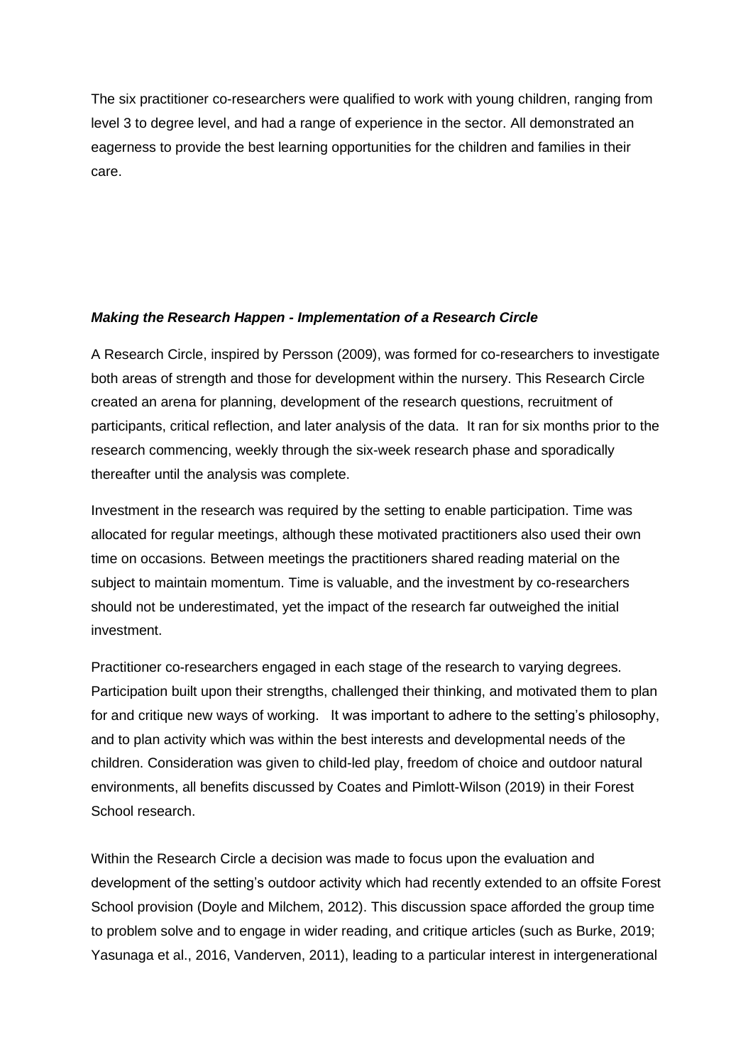The six practitioner co-researchers were qualified to work with young children, ranging from level 3 to degree level, and had a range of experience in the sector. All demonstrated an eagerness to provide the best learning opportunities for the children and families in their care.

***Making the Research Happen - Implementation of a Research Circle***

A Research Circle, inspired by Persson (2009), was formed for co-researchers to investigate both areas of strength and those for development within the nursery. This Research Circle created an arena for planning, development of the research questions, recruitment of participants, critical reflection, and later analysis of the data. It ran for six months prior to the research commencing, weekly through the six-week research phase and sporadically thereafter until the analysis was complete.

Investment in the research was required by the setting to enable participation. Time was allocated for regular meetings, although these motivated practitioners also used their own time on occasions. Between meetings the practitioners shared reading material on the subject to maintain momentum. Time is valuable, and the investment by co-researchers should not be underestimated, yet the impact of the research far outweighed the initial investment.

Practitioner co-researchers engaged in each stage of the research to varying degrees. Participation built upon their strengths, challenged their thinking, and motivated them to plan for and critique new ways of working. It was important to adhere to the setting's philosophy, and to plan activity which was within the best interests and developmental needs of the children. Consideration was given to child-led play, freedom of choice and outdoor natural environments, all benefits discussed by Coates and Pimlott-Wilson (2019) in their Forest School research.

Within the Research Circle a decision was made to focus upon the evaluation and development of the setting's outdoor activity which had recently extended to an offsite Forest School provision (Doyle and Milchem, 2012). This discussion space afforded the group time to problem solve and to engage in wider reading, and critique articles (such as Burke, 2019; Yasunaga et al., 2016, Vanderven, 2011), leading to a particular interest in intergenerational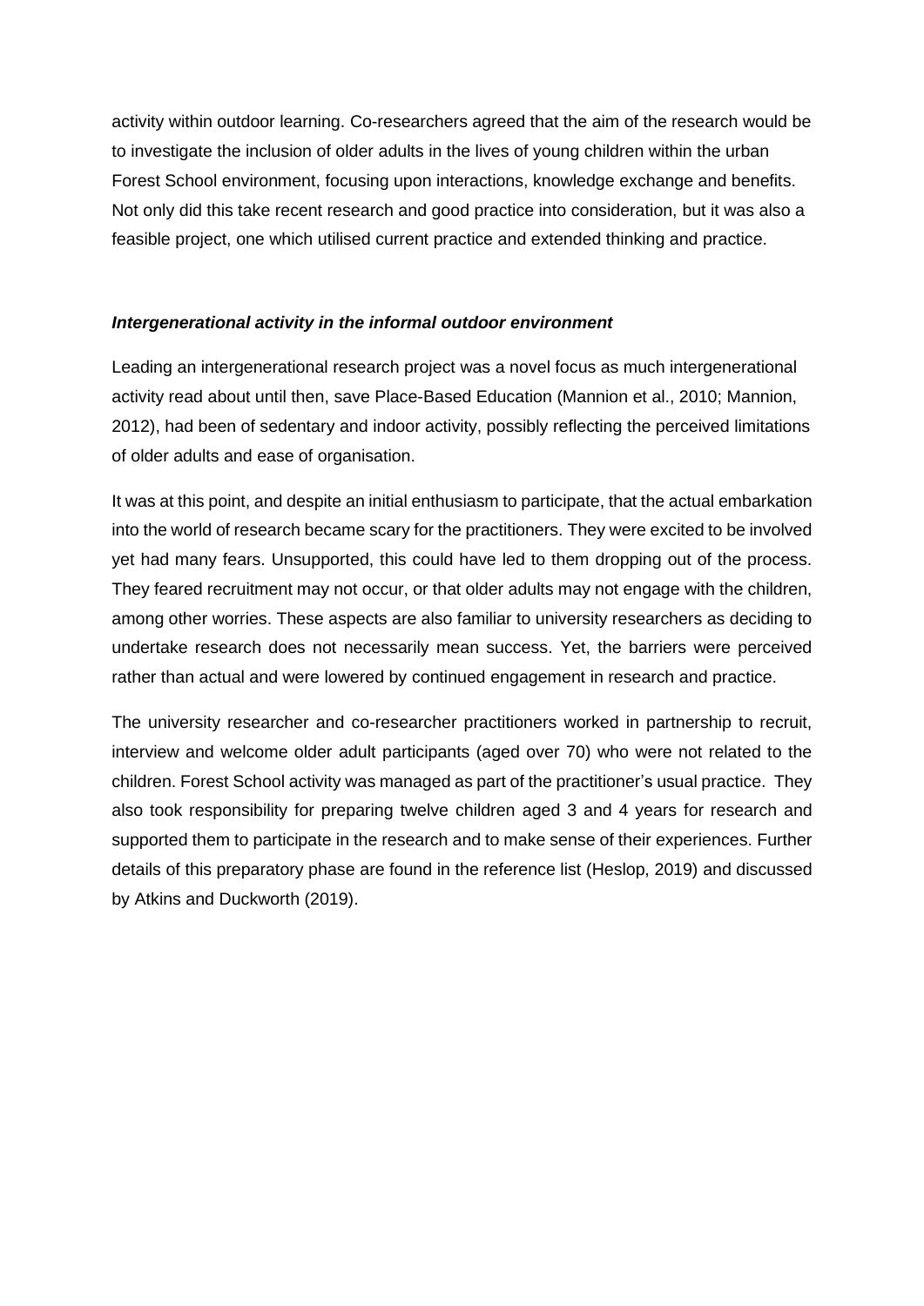activity within outdoor learning. Co-researchers agreed that the aim of the research would be to investigate the inclusion of older adults in the lives of young children within the urban Forest School environment, focusing upon interactions, knowledge exchange and benefits. Not only did this take recent research and good practice into consideration, but it was also a feasible project, one which utilised current practice and extended thinking and practice.

### ***Intergenerational activity in the informal outdoor environment***

Leading an intergenerational research project was a novel focus as much intergenerational activity read about until then, save Place-Based Education (Mannion et al., 2010; Mannion, 2012), had been of sedentary and indoor activity, possibly reflecting the perceived limitations of older adults and ease of organisation.

It was at this point, and despite an initial enthusiasm to participate, that the actual embarkation into the world of research became scary for the practitioners. They were excited to be involved yet had many fears. Unsupported, this could have led to them dropping out of the process. They feared recruitment may not occur, or that older adults may not engage with the children, among other worries. These aspects are also familiar to university researchers as deciding to undertake research does not necessarily mean success. Yet, the barriers were perceived rather than actual and were lowered by continued engagement in research and practice.

The university researcher and co-researcher practitioners worked in partnership to recruit, interview and welcome older adult participants (aged over 70) who were not related to the children. Forest School activity was managed as part of the practitioner's usual practice. They also took responsibility for preparing twelve children aged 3 and 4 years for research and supported them to participate in the research and to make sense of their experiences. Further details of this preparatory phase are found in the reference list (Heslop, 2019) and discussed by Atkins and Duckworth (2019).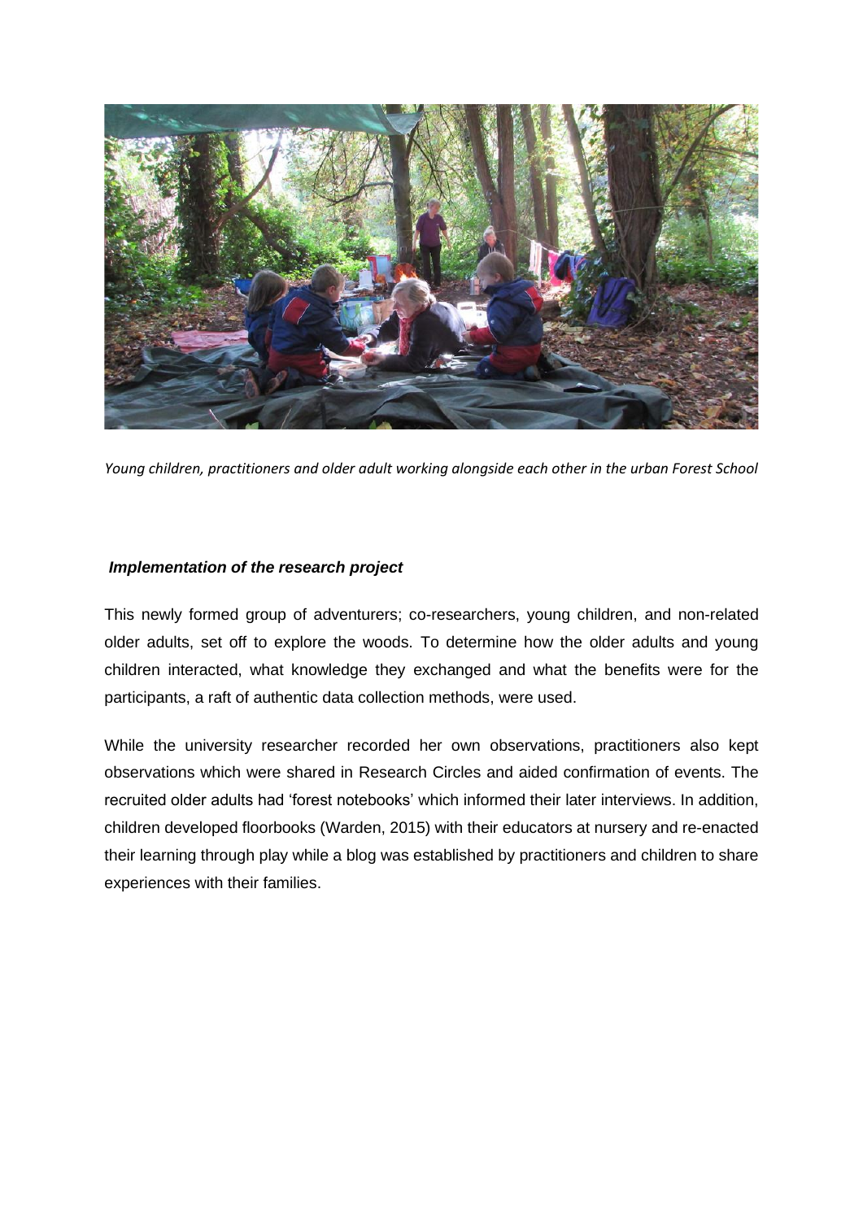*Young children, practitioners and older adult working alongside each other in the urban Forest School*

***Implementation of the research project***

This newly formed group of adventurers; co-researchers, young children, and non-related older adults, set off to explore the woods. To determine how the older adults and young children interacted, what knowledge they exchanged and what the benefits were for the participants, a raft of authentic data collection methods, were used.

While the university researcher recorded her own observations, practitioners also kept observations which were shared in Research Circles and aided confirmation of events. The recruited older adults had 'forest notebooks' which informed their later interviews. In addition, children developed floorbooks (Warden, 2015) with their educators at nursery and re-enacted their learning through play while a blog was established by practitioners and children to share experiences with their families.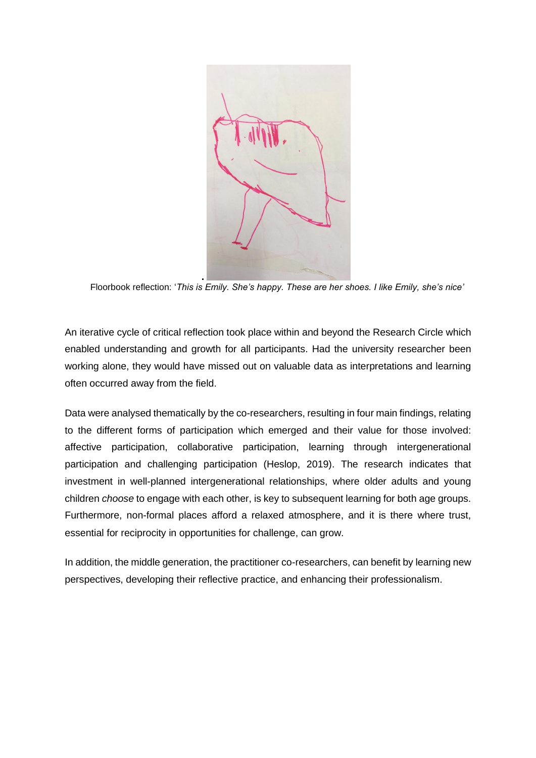Floorbook reflection: '*This is Emily. She's happy. These are her shoes. I like Emily, she's nice'*

An iterative cycle of critical reflection took place within and beyond the Research Circle which enabled understanding and growth for all participants. Had the university researcher been working alone, they would have missed out on valuable data as interpretations and learning often occurred away from the field.

Data were analysed thematically by the co-researchers, resulting in four main findings, relating to the different forms of participation which emerged and their value for those involved: affective participation, collaborative participation, learning through intergenerational participation and challenging participation (Heslop, 2019). The research indicates that investment in well-planned intergenerational relationships, where older adults and young children *choose* to engage with each other, is key to subsequent learning for both age groups. Furthermore, non-formal places afford a relaxed atmosphere, and it is there where trust, essential for reciprocity in opportunities for challenge, can grow.

In addition, the middle generation, the practitioner co-researchers, can benefit by learning new perspectives, developing their reflective practice, and enhancing their professionalism.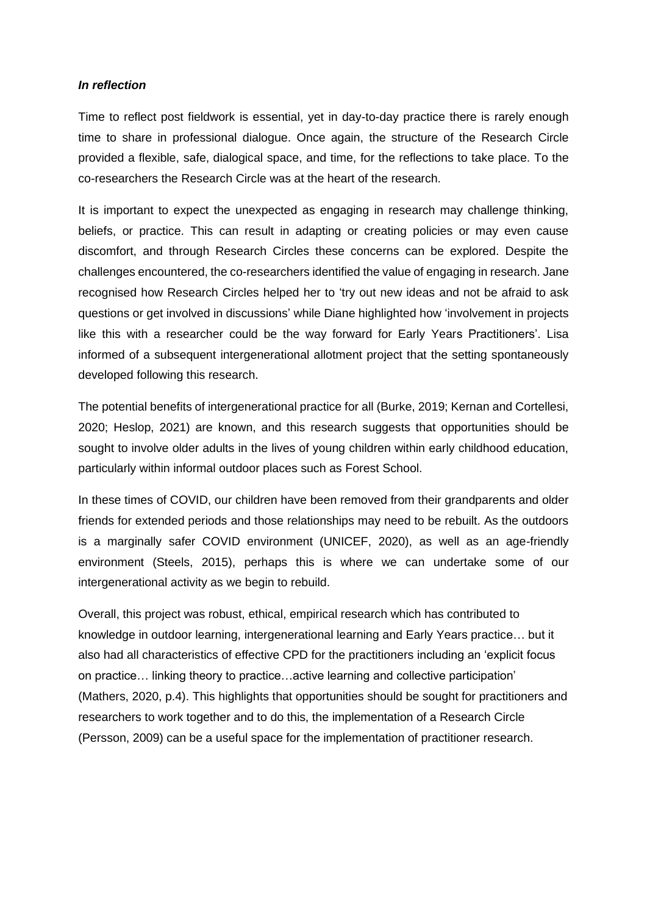***In reflection***

Time to reflect post fieldwork is essential, yet in day-to-day practice there is rarely enough time to share in professional dialogue. Once again, the structure of the Research Circle provided a flexible, safe, dialogical space, and time, for the reflections to take place. To the co-researchers the Research Circle was at the heart of the research.

It is important to expect the unexpected as engaging in research may challenge thinking, beliefs, or practice. This can result in adapting or creating policies or may even cause discomfort, and through Research Circles these concerns can be explored. Despite the challenges encountered, the co-researchers identified the value of engaging in research. Jane recognised how Research Circles helped her to 'try out new ideas and not be afraid to ask questions or get involved in discussions' while Diane highlighted how 'involvement in projects like this with a researcher could be the way forward for Early Years Practitioners'. Lisa informed of a subsequent intergenerational allotment project that the setting spontaneously developed following this research.

The potential benefits of intergenerational practice for all (Burke, 2019; Kernan and Cortellesi, 2020; Heslop, 2021) are known, and this research suggests that opportunities should be sought to involve older adults in the lives of young children within early childhood education, particularly within informal outdoor places such as Forest School.

In these times of COVID, our children have been removed from their grandparents and older friends for extended periods and those relationships may need to be rebuilt. As the outdoors is a marginally safer COVID environment (UNICEF, 2020), as well as an age-friendly environment (Steels, 2015), perhaps this is where we can undertake some of our intergenerational activity as we begin to rebuild.

Overall, this project was robust, ethical, empirical research which has contributed to knowledge in outdoor learning, intergenerational learning and Early Years practice… but it also had all characteristics of effective CPD for the practitioners including an 'explicit focus on practice… linking theory to practice…active learning and collective participation' (Mathers, 2020, p.4). This highlights that opportunities should be sought for practitioners and researchers to work together and to do this, the implementation of a Research Circle (Persson, 2009) can be a useful space for the implementation of practitioner research.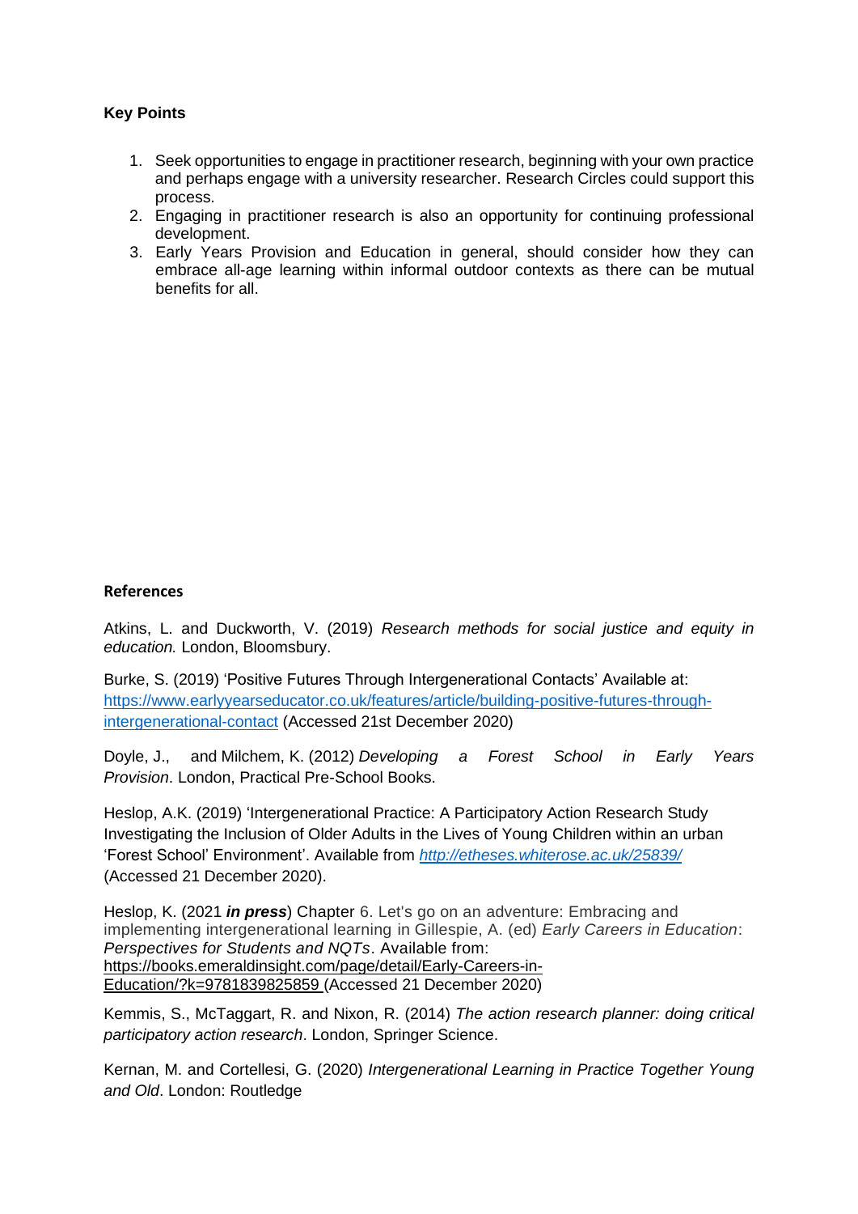**Key Points**

1. Seek opportunities to engage in practitioner research, beginning with your own practice and perhaps engage with a university researcher. Research Circles could support this process.
2. Engaging in practitioner research is also an opportunity for continuing professional development.
3. Early Years Provision and Education in general, should consider how they can embrace all-age learning within informal outdoor contexts as there can be mutual benefits for all.

**References**

Atkins, L. and Duckworth, V. (2019) *Research methods for social justice and equity in education.* London, Bloomsbury.

Burke, S. (2019) 'Positive Futures Through Intergenerational Contacts' Available at: https://www.earlyyearseducator.co.uk/features/article/building-positive-futures-through-intergenerational-contact (Accessed 21st December 2020)

Doyle, J., and Milchem, K. (2012) *Developing a Forest School in Early Years Provision*. London, Practical Pre-School Books.

Heslop, A.K. (2019) 'Intergenerational Practice: A Participatory Action Research Study Investigating the Inclusion of Older Adults in the Lives of Young Children within an urban 'Forest School' Environment'. Available from *http://etheses.whiterose.ac.uk/25839/* (Accessed 21 December 2020).

Heslop, K. (2021 ***in press***) Chapter 6. Let's go on an adventure: Embracing and implementing intergenerational learning in Gillespie, A. (ed) *Early Careers in Education*: *Perspectives for Students and NQTs*. Available from: https://books.emeraldinsight.com/page/detail/Early-Careers-in-Education/?k=9781839825859 (Accessed 21 December 2020)

Kemmis, S., McTaggart, R. and Nixon, R. (2014) *The action research planner: doing critical participatory action research*. London, Springer Science.

Kernan, M. and Cortellesi, G. (2020) *Intergenerational Learning in Practice Together Young and Old*. London: Routledge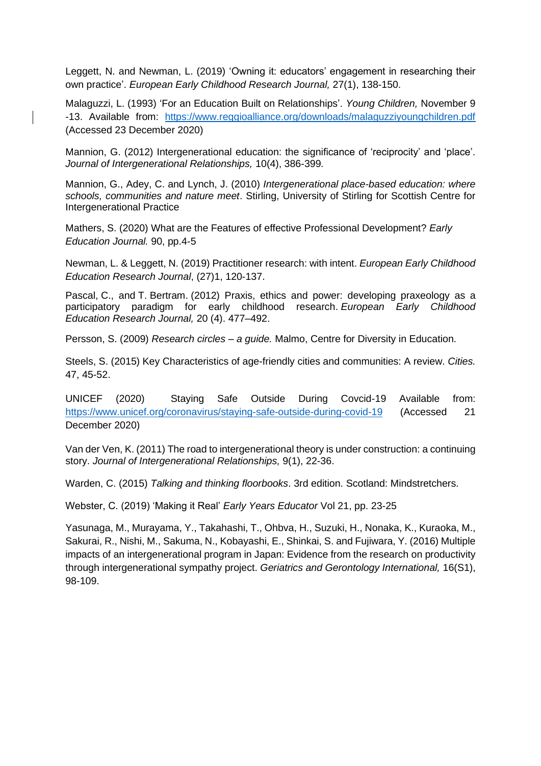Leggett, N. and Newman, L. (2019) 'Owning it: educators' engagement in researching their own practice'. *European Early Childhood Research Journal,* 27(1), 138-150.

Malaguzzi, L. (1993) 'For an Education Built on Relationships'. *Young Children,* November 9 -13. Available from: https://www.reggioalliance.org/downloads/malaguzziyoungchildren.pdf (Accessed 23 December 2020)

Mannion, G. (2012) Intergenerational education: the significance of 'reciprocity' and 'place'. *Journal of Intergenerational Relationships,* 10(4), 386-399*.*

Mannion, G., Adey, C. and Lynch, J. (2010) *Intergenerational place-based education: where schools, communities and nature meet*. Stirling, University of Stirling for Scottish Centre for Intergenerational Practice

Mathers, S. (2020) What are the Features of effective Professional Development? *Early Education Journal.* 90, pp.4-5

Newman, L. & Leggett, N. (2019) Practitioner research: with intent. *European Early Childhood Education Research Journal*, (27)1, 120-137.

Pascal, C., and T. Bertram. (2012) Praxis, ethics and power: developing praxeology as a participatory paradigm for early childhood research. *European Early Childhood Education Research Journal,* 20 (4). 477–492.

Persson, S. (2009) *Research circles – a guide.* Malmo, Centre for Diversity in Education.

Steels, S. (2015) Key Characteristics of age-friendly cities and communities: A review. *Cities.* 47, 45-52.

UNICEF (2020) Staying Safe Outside During Covcid-19 Available from: https://www.unicef.org/coronavirus/staying-safe-outside-during-covid-19 (Accessed 21 December 2020)

Van der Ven, K. (2011) The road to intergenerational theory is under construction: a continuing story. *Journal of Intergenerational Relationships,* 9(1), 22-36.

Warden, C. (2015) *Talking and thinking floorbooks*. 3rd edition. Scotland: Mindstretchers.

Webster, C. (2019) 'Making it Real' *Early Years Educator* Vol 21, pp. 23-25

Yasunaga, M., Murayama, Y., Takahashi, T., Ohbva, H., Suzuki, H., Nonaka, K., Kuraoka, M., Sakurai, R., Nishi, M., Sakuma, N., Kobayashi, E., Shinkai, S. and Fujiwara, Y. (2016) Multiple impacts of an intergenerational program in Japan: Evidence from the research on productivity through intergenerational sympathy project. *Geriatrics and Gerontology International,* 16(S1), 98-109.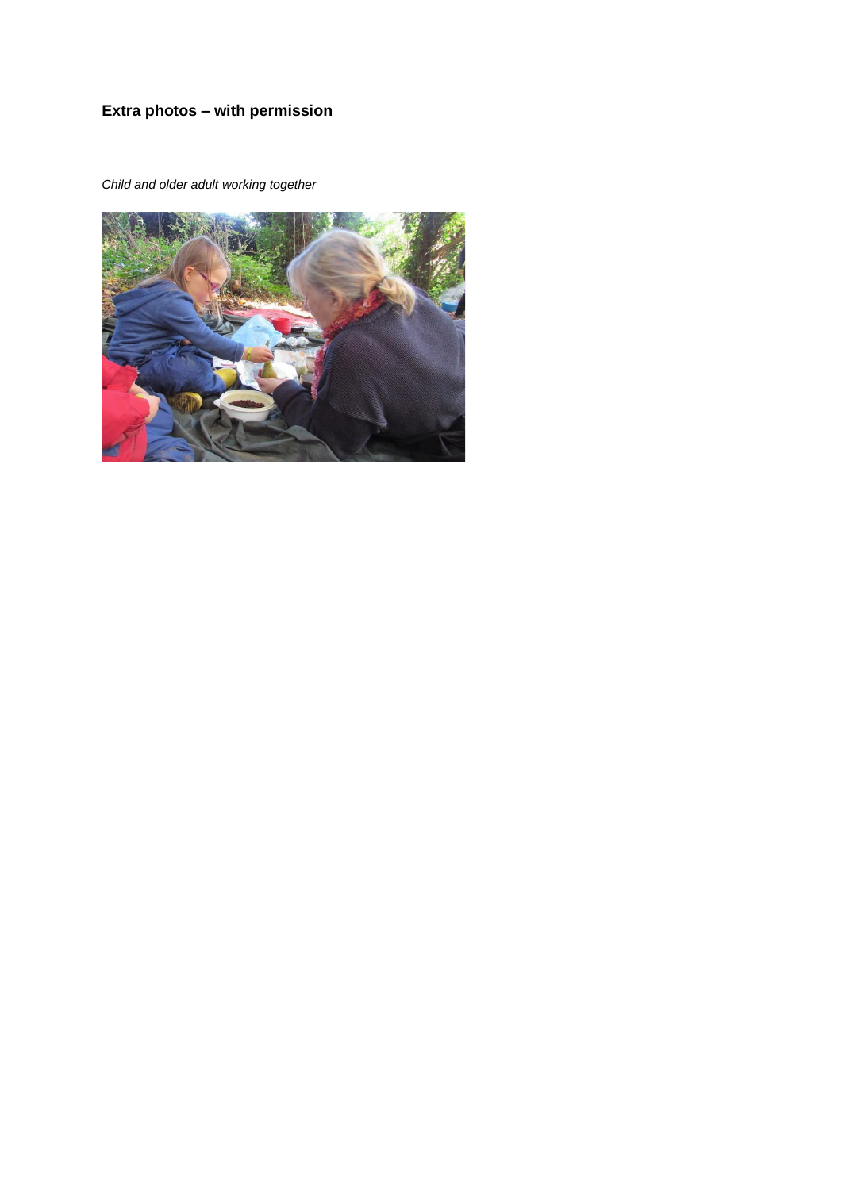**Extra photos – with permission**

*Child and older adult working together*